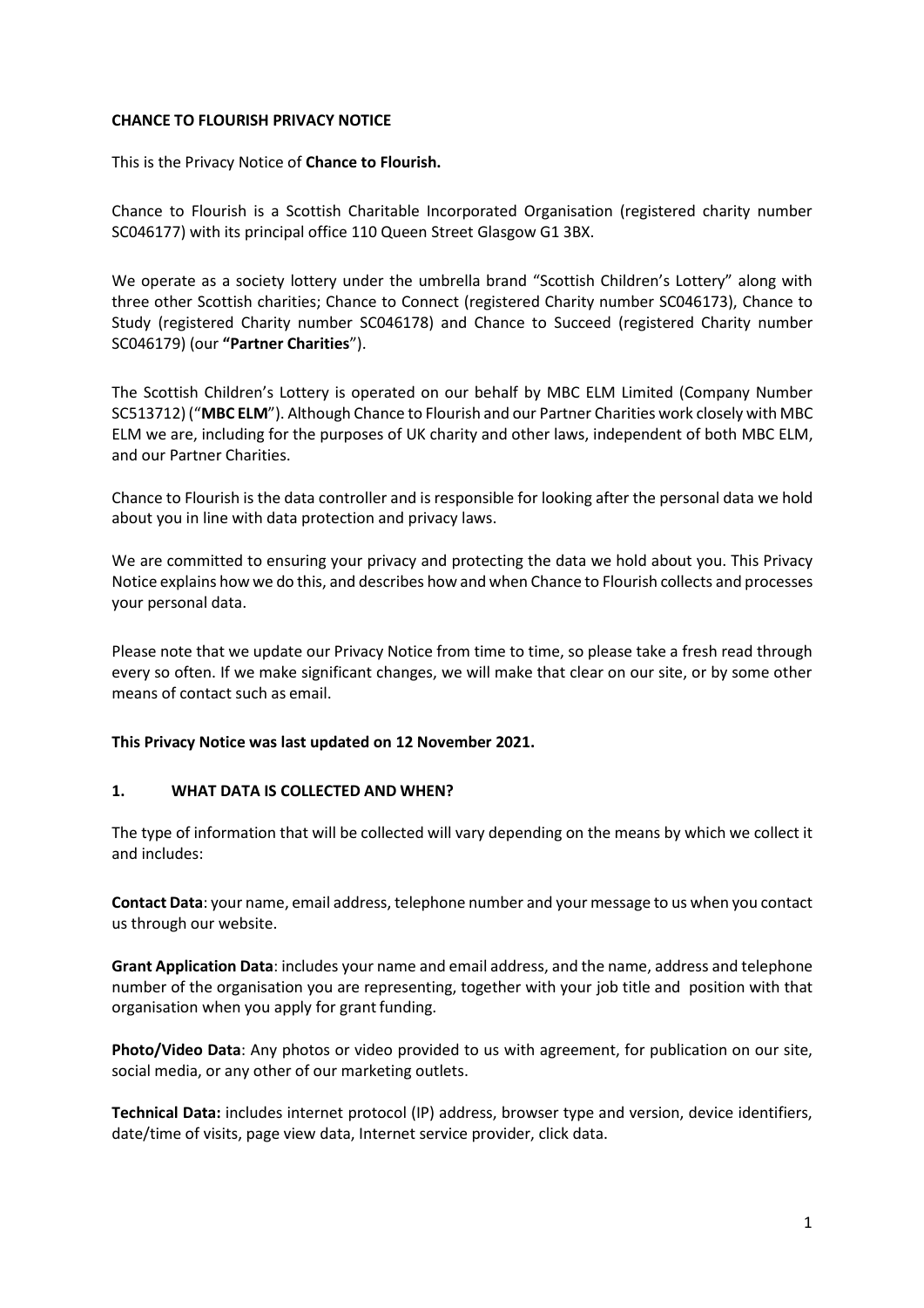# CHANCE TO FLOURISH PRIVACY NOTICE

This is the Privacy Notice of **Chance to Flourish.**

Chance to Flourish is a Scottish Charitable Incorporated Organisation (registered charity number SC046177) with its principal office 110 Queen Street Glasgow G1 3BX.

We operate as a society lottery under the umbrella brand "Scottish Children's Lottery" along with three other Scottish charities; Chance to Connect (registered Charity number SC046173), Chance to Study (registered Charity number SC046178) and Chance to Succeed (registered Charity number SC046179) (our **"Partner Charities**").

The Scottish Children's Lottery is operated on our behalf by MBC ELM Limited (Company Number SC513712) ("**MBC ELM**"). Although Chance to Flourish and our Partner Charities work closely with MBC ELM we are, including for the purposes of UK charity and other laws, independent of both MBC ELM, and our Partner Charities.

Chance to Flourish is the data controller and is responsible for looking after the personal data we hold about you in line with data protection and privacy laws.

We are committed to ensuring your privacy and protecting the data we hold about you. This Privacy Notice explains how we do this, and describes how and when Chance to Flourish collects and processes your personal data.

Please note that we update our Privacy Notice from time to time, so please take a fresh read through every so often. If we make significant changes, we will make that clear on our site, or by some other means of contact such as email.

**This Privacy Notice was last updated on 12 November 2021.**

## 1. WHAT DATA IS COLLECTED AND WHEN?

The type of information that will be collected will vary depending on the means by which we collect it and includes:

**Contact Data**: your name, email address, telephone number and your message to us when you contact us through our website.

**Grant Application Data**: includes your name and email address, and the name, address and telephone number of the organisation you are representing, together with your job title and position with that organisation when you apply for grant funding.

**Photo/Video Data**: Any photos or video provided to us with agreement, for publication on our site, social media, or any other of our marketing outlets.

**Technical Data:** includes internet protocol (IP) address, browser type and version, device identifiers, date/time of visits, page view data, Internet service provider, click data.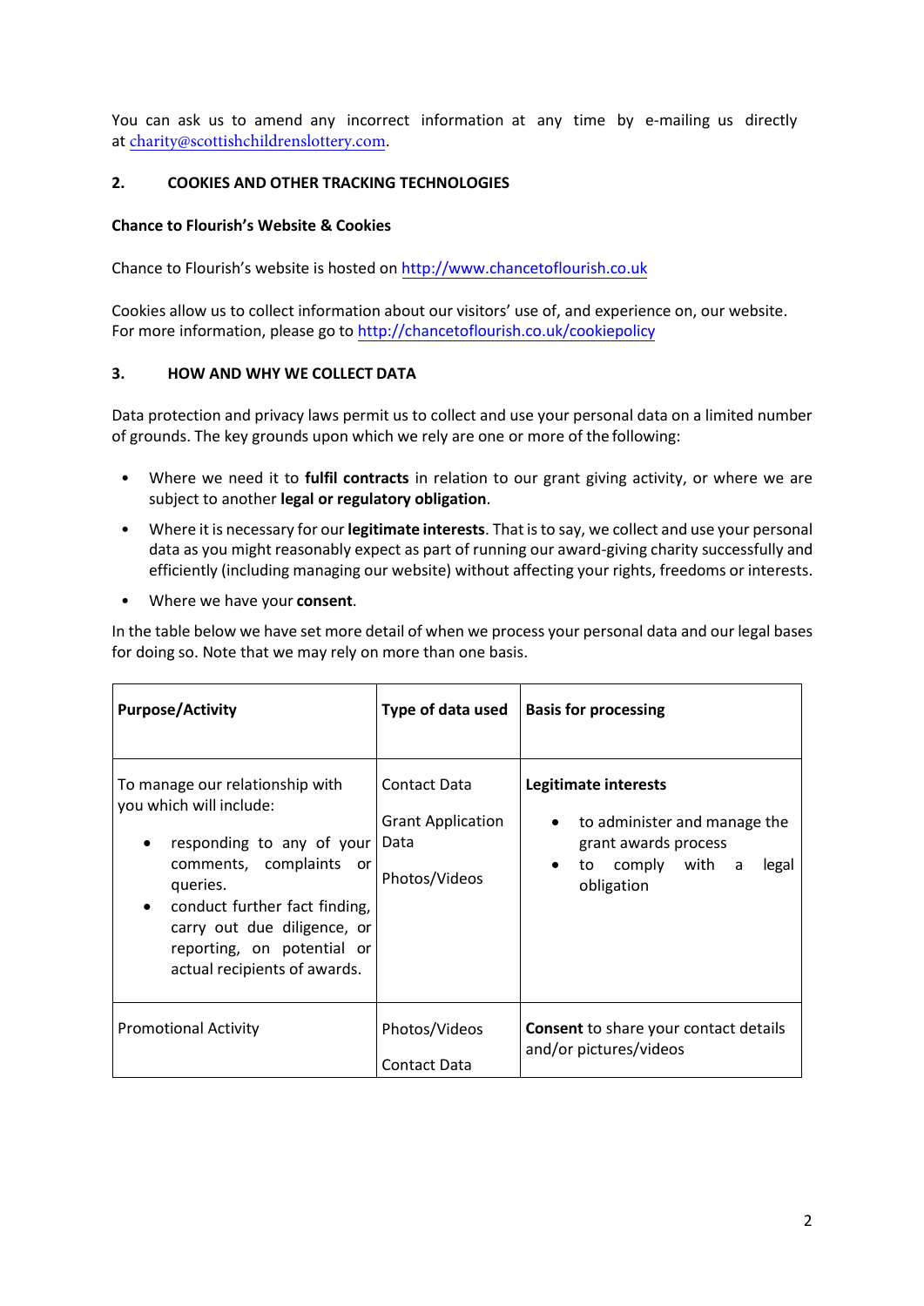You can ask us to amend any incorrect information at any time by e-mailing us directly at charity@scottishchildrenslottery.com.

## 2. COOKIES AND OTHER TRACKING TECHNOLOGIES

**Chance to Flourish's Website & Cookies**

Chance to Flourish's website is hosted on http://www.chancetoflourish.co.uk

Cookies allow us to collect information about our visitors' use of, and experience on, our website. For more information, please go to http://chancetoflourish.co.uk/cookiepolicy

## 3. HOW AND WHY WE COLLECT DATA

Data protection and privacy laws permit us to collect and use your personal data on a limited number of grounds. The key grounds upon which we rely are one or more of the following:

- Where we need it to **fulfil contracts** in relation to our grant giving activity, or where we are subject to another **legal or regulatory obligation**.
- Where it is necessary for our **legitimate interests**. That is to say, we collect and use your personal data as you might reasonably expect as part of running our award-giving charity successfully and efficiently (including managing our website) without affecting your rights, freedoms or interests.
- Where we have your **consent**.

In the table below we have set more detail of when we process your personal data and our legal bases for doing so. Note that we may rely on more than one basis.

| **Purpose/Activity** | **Type of data used** | **Basis for processing** |
| --- | --- | --- |
| To manage our relationship with you which will include:<br>• responding to any of your comments, complaints or queries.<br>• conduct further fact finding, carry out due diligence, or reporting, on potential or actual recipients of awards. | Contact Data<br>Grant Application Data<br>Photos/Videos | **Legitimate interests**<br>• to administer and manage the grant awards process<br>• to comply with a legal obligation |
| Promotional Activity | Photos/Videos<br>Contact Data | **Consent** to share your contact details and/or pictures/videos |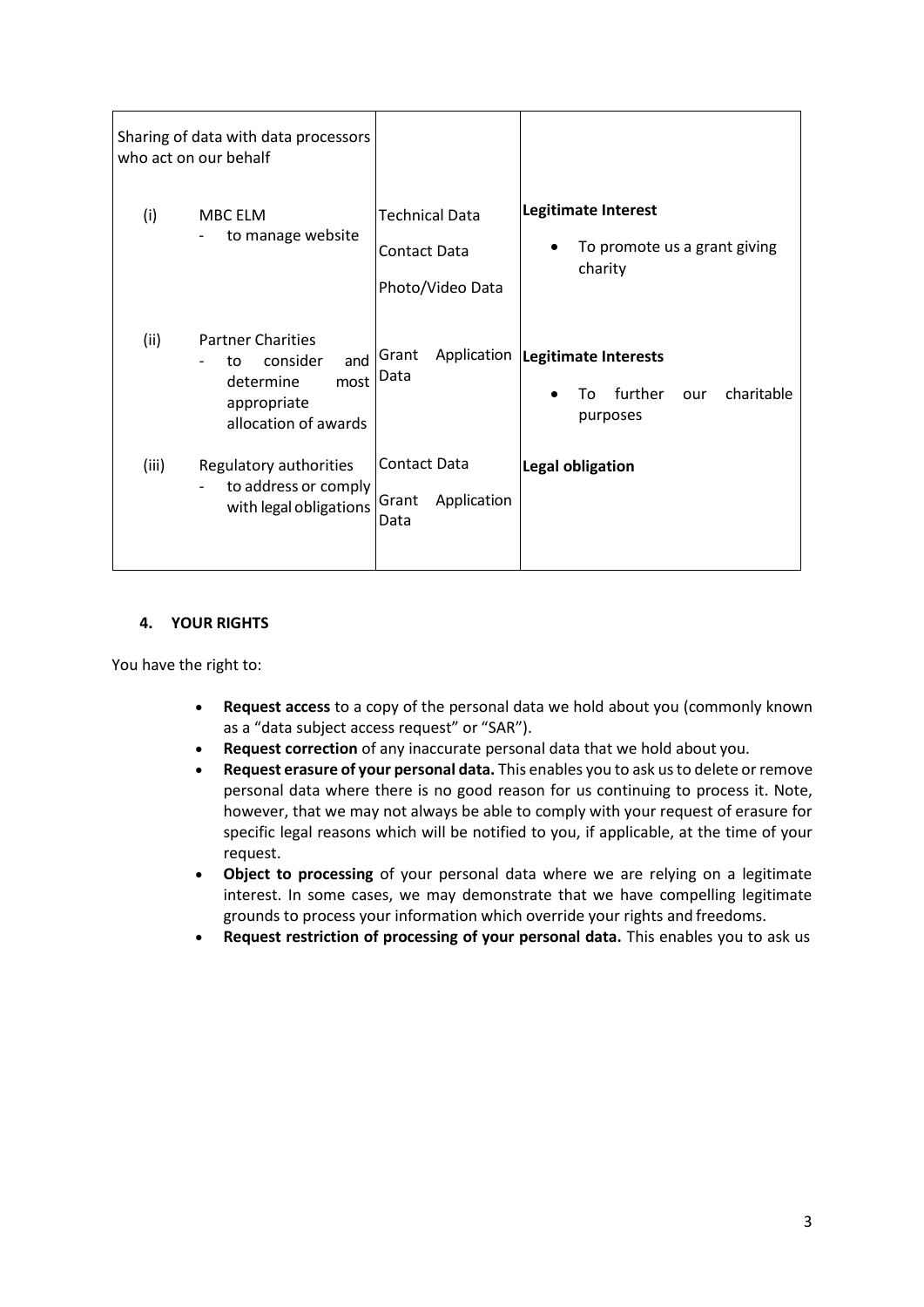| Sharing of data with data processors who act on our behalf | | |
|---|---|---|
| (i) MBC ELM<br>- to manage website | Technical Data<br>Contact Data<br>Photo/Video Data | **Legitimate Interest**<br>• To promote us a grant giving charity |
| (ii) Partner Charities<br>- to consider and determine most appropriate allocation of awards | Grant Application Data | **Legitimate Interests**<br>• To further our charitable purposes |
| (iii) Regulatory authorities<br>- to address or comply with legal obligations | Contact Data<br>Grant Application Data | **Legal obligation** |

## 4. YOUR RIGHTS

You have the right to:

- **Request access** to a copy of the personal data we hold about you (commonly known as a "data subject access request" or "SAR").
- **Request correction** of any inaccurate personal data that we hold about you.
- **Request erasure of your personal data.** This enables you to ask us to delete or remove personal data where there is no good reason for us continuing to process it. Note, however, that we may not always be able to comply with your request of erasure for specific legal reasons which will be notified to you, if applicable, at the time of your request.
- **Object to processing** of your personal data where we are relying on a legitimate interest. In some cases, we may demonstrate that we have compelling legitimate grounds to process your information which override your rights and freedoms.
- **Request restriction of processing of your personal data.** This enables you to ask us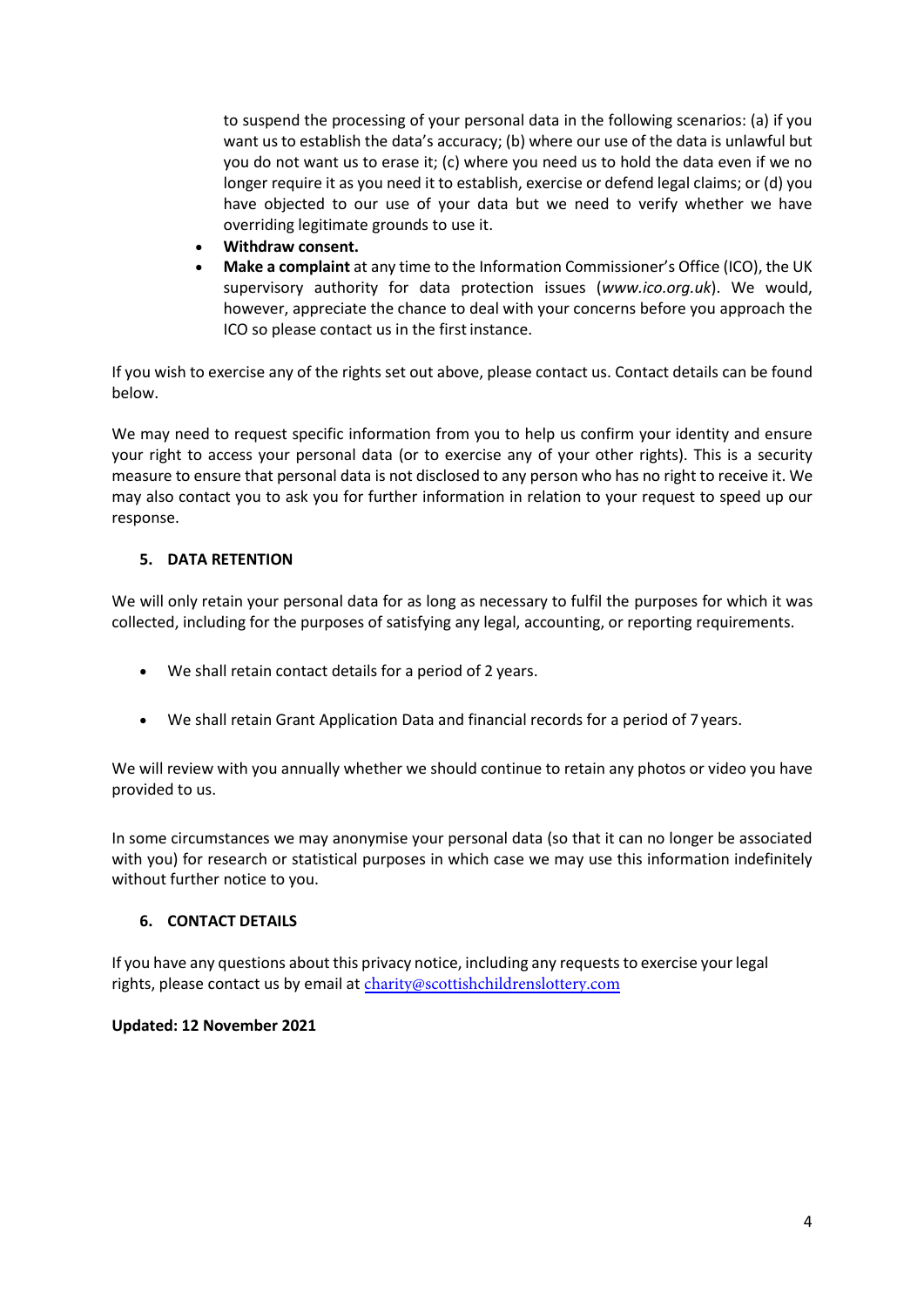to suspend the processing of your personal data in the following scenarios: (a) if you want us to establish the data's accuracy; (b) where our use of the data is unlawful but you do not want us to erase it; (c) where you need us to hold the data even if we no longer require it as you need it to establish, exercise or defend legal claims; or (d) you have objected to our use of your data but we need to verify whether we have overriding legitimate grounds to use it.

- **Withdraw consent.**
- **Make a complaint** at any time to the Information Commissioner's Office (ICO), the UK supervisory authority for data protection issues (*www.ico.org.uk*). We would, however, appreciate the chance to deal with your concerns before you approach the ICO so please contact us in the first instance.

If you wish to exercise any of the rights set out above, please contact us. Contact details can be found below.

We may need to request specific information from you to help us confirm your identity and ensure your right to access your personal data (or to exercise any of your other rights). This is a security measure to ensure that personal data is not disclosed to any person who has no right to receive it. We may also contact you to ask you for further information in relation to your request to speed up our response.

## 5. DATA RETENTION

We will only retain your personal data for as long as necessary to fulfil the purposes for which it was collected, including for the purposes of satisfying any legal, accounting, or reporting requirements.

- We shall retain contact details for a period of 2 years.
- We shall retain Grant Application Data and financial records for a period of 7 years.

We will review with you annually whether we should continue to retain any photos or video you have provided to us.

In some circumstances we may anonymise your personal data (so that it can no longer be associated with you) for research or statistical purposes in which case we may use this information indefinitely without further notice to you.

## 6. CONTACT DETAILS

If you have any questions about this privacy notice, including any requests to exercise your legal rights, please contact us by email at charity@scottishchildrenslottery.com

**Updated: 12 November 2021**